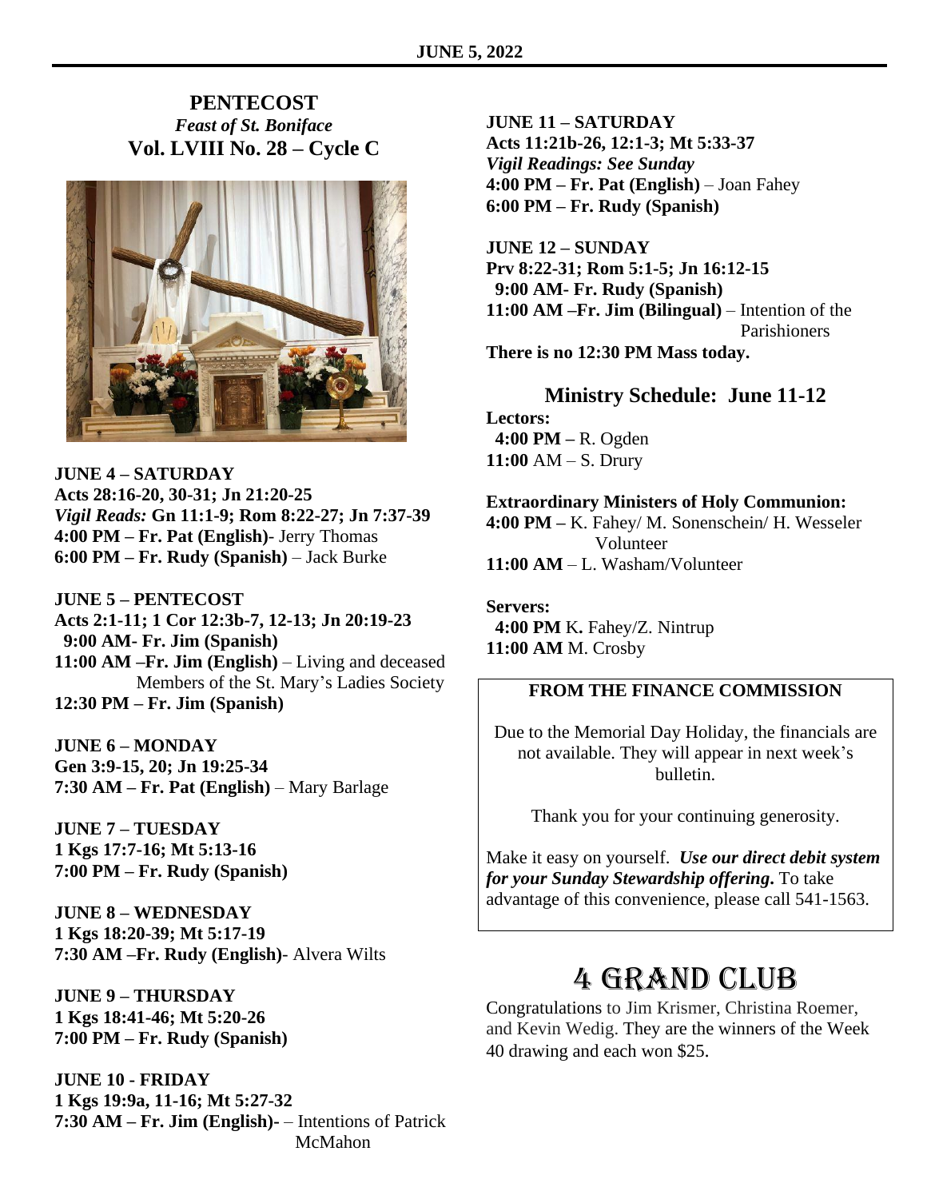# PENTECOST

*Feast of St. Boniface*

**Vol. LVIII No. 28 – Cycle C**

**JUNE 4 – SATURDAY**
**Acts 28:16-20, 30-31; Jn 21:20-25**
*Vigil Reads:* **Gn 11:1-9; Rom 8:22-27; Jn 7:37-39**
**4:00 PM – Fr. Pat (English)**- Jerry Thomas
**6:00 PM – Fr. Rudy (Spanish)** – Jack Burke

**JUNE 5 – PENTECOST**
**Acts 2:1-11; 1 Cor 12:3b-7, 12-13; Jn 20:19-23**
**9:00 AM- Fr. Jim (Spanish)**
**11:00 AM –Fr. Jim (English)** – Living and deceased Members of the St. Mary's Ladies Society
**12:30 PM – Fr. Jim (Spanish)**

**JUNE 6 – MONDAY**
**Gen 3:9-15, 20; Jn 19:25-34**
**7:30 AM – Fr. Pat (English)** – Mary Barlage

**JUNE 7 – TUESDAY**
**1 Kgs 17:7-16; Mt 5:13-16**
**7:00 PM – Fr. Rudy (Spanish)**

**JUNE 8 – WEDNESDAY**
**1 Kgs 18:20-39; Mt 5:17-19**
**7:30 AM –Fr. Rudy (English)**- Alvera Wilts

**JUNE 9 – THURSDAY**
**1 Kgs 18:41-46; Mt 5:20-26**
**7:00 PM – Fr. Rudy (Spanish)**

**JUNE 10 - FRIDAY**
**1 Kgs 19:9a, 11-16; Mt 5:27-32**
**7:30 AM – Fr. Jim (English)-** – Intentions of Patrick McMahon

**JUNE 11 – SATURDAY**
**Acts 11:21b-26, 12:1-3; Mt 5:33-37**
***Vigil Readings: See Sunday***
**4:00 PM – Fr. Pat (English)** – Joan Fahey
**6:00 PM – Fr. Rudy (Spanish)**

**JUNE 12 – SUNDAY**
**Prv 8:22-31; Rom 5:1-5; Jn 16:12-15**
**9:00 AM- Fr. Rudy (Spanish)**
**11:00 AM –Fr. Jim (Bilingual)** – Intention of the Parishioners
**There is no 12:30 PM Mass today.**

## Ministry Schedule: June 11-12

**Lectors:**
**4:00 PM –** R. Ogden
**11:00** AM – S. Drury

**Extraordinary Ministers of Holy Communion:**
**4:00 PM –** K. Fahey/ M. Sonenschein/ H. Wesseler Volunteer
**11:00 AM** – L. Washam/Volunteer

**Servers:**
**4:00 PM** K. Fahey/Z. Nintrup
**11:00 AM** M. Crosby

## FROM THE FINANCE COMMISSION

Due to the Memorial Day Holiday, the financials are not available. They will appear in next week's bulletin.

Thank you for your continuing generosity.

Make it easy on yourself. ***Use our direct debit system for your Sunday Stewardship offering.*** To take advantage of this convenience, please call 541-1563.

## 4 GRAND CLUB

Congratulations to Jim Krismer, Christina Roemer, and Kevin Wedig. They are the winners of the Week 40 drawing and each won $25.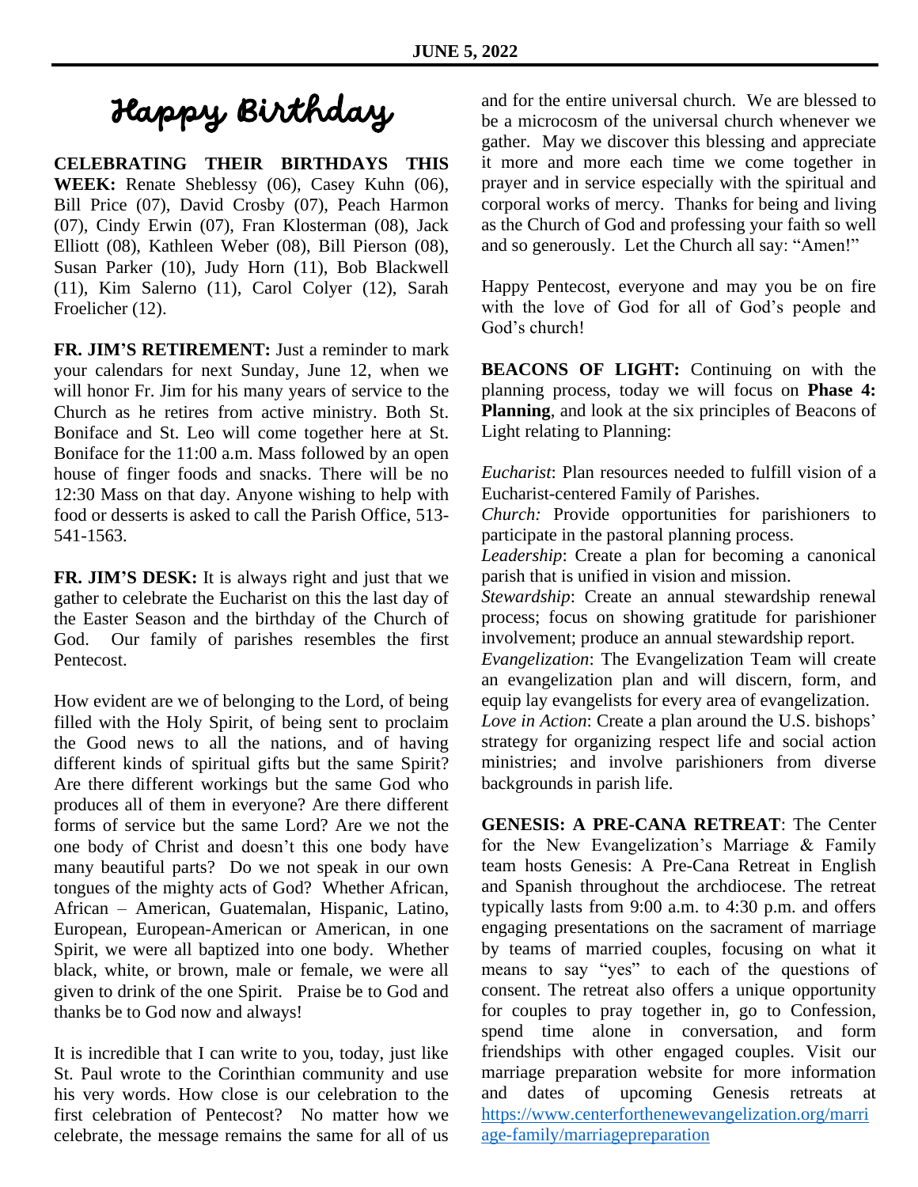# Happy Birthday

**CELEBRATING THEIR BIRTHDAYS THIS WEEK:** Renate Sheblessy (06), Casey Kuhn (06), Bill Price (07), David Crosby (07), Peach Harmon (07), Cindy Erwin (07), Fran Klosterman (08), Jack Elliott (08), Kathleen Weber (08), Bill Pierson (08), Susan Parker (10), Judy Horn (11), Bob Blackwell (11), Kim Salerno (11), Carol Colyer (12), Sarah Froelicher (12).

**FR. JIM'S RETIREMENT:** Just a reminder to mark your calendars for next Sunday, June 12, when we will honor Fr. Jim for his many years of service to the Church as he retires from active ministry. Both St. Boniface and St. Leo will come together here at St. Boniface for the 11:00 a.m. Mass followed by an open house of finger foods and snacks. There will be no 12:30 Mass on that day. Anyone wishing to help with food or desserts is asked to call the Parish Office, 513-541-1563.

**FR. JIM'S DESK:** It is always right and just that we gather to celebrate the Eucharist on this the last day of the Easter Season and the birthday of the Church of God. Our family of parishes resembles the first Pentecost.

How evident are we of belonging to the Lord, of being filled with the Holy Spirit, of being sent to proclaim the Good news to all the nations, and of having different kinds of spiritual gifts but the same Spirit? Are there different workings but the same God who produces all of them in everyone? Are there different forms of service but the same Lord? Are we not the one body of Christ and doesn't this one body have many beautiful parts? Do we not speak in our own tongues of the mighty acts of God? Whether African, African – American, Guatemalan, Hispanic, Latino, European, European-American or American, in one Spirit, we were all baptized into one body. Whether black, white, or brown, male or female, we were all given to drink of the one Spirit. Praise be to God and thanks be to God now and always!

It is incredible that I can write to you, today, just like St. Paul wrote to the Corinthian community and use his very words. How close is our celebration to the first celebration of Pentecost? No matter how we celebrate, the message remains the same for all of us and for the entire universal church. We are blessed to be a microcosm of the universal church whenever we gather. May we discover this blessing and appreciate it more and more each time we come together in prayer and in service especially with the spiritual and corporal works of mercy. Thanks for being and living as the Church of God and professing your faith so well and so generously. Let the Church all say: "Amen!"

Happy Pentecost, everyone and may you be on fire with the love of God for all of God's people and God's church!

**BEACONS OF LIGHT:** Continuing on with the planning process, today we will focus on **Phase 4: Planning**, and look at the six principles of Beacons of Light relating to Planning:

*Eucharist*: Plan resources needed to fulfill vision of a Eucharist-centered Family of Parishes.
*Church:* Provide opportunities for parishioners to participate in the pastoral planning process.
*Leadership*: Create a plan for becoming a canonical parish that is unified in vision and mission.
*Stewardship*: Create an annual stewardship renewal process; focus on showing gratitude for parishioner involvement; produce an annual stewardship report.
*Evangelization*: The Evangelization Team will create an evangelization plan and will discern, form, and equip lay evangelists for every area of evangelization.
*Love in Action*: Create a plan around the U.S. bishops' strategy for organizing respect life and social action ministries; and involve parishioners from diverse backgrounds in parish life.

**GENESIS: A PRE-CANA RETREAT**: The Center for the New Evangelization's Marriage & Family team hosts Genesis: A Pre-Cana Retreat in English and Spanish throughout the archdiocese. The retreat typically lasts from 9:00 a.m. to 4:30 p.m. and offers engaging presentations on the sacrament of marriage by teams of married couples, focusing on what it means to say "yes" to each of the questions of consent. The retreat also offers a unique opportunity for couples to pray together in, go to Confession, spend time alone in conversation, and form friendships with other engaged couples. Visit our marriage preparation website for more information and dates of upcoming Genesis retreats at https://www.centerforthenewevangelization.org/marriage-family/marriagepreparation